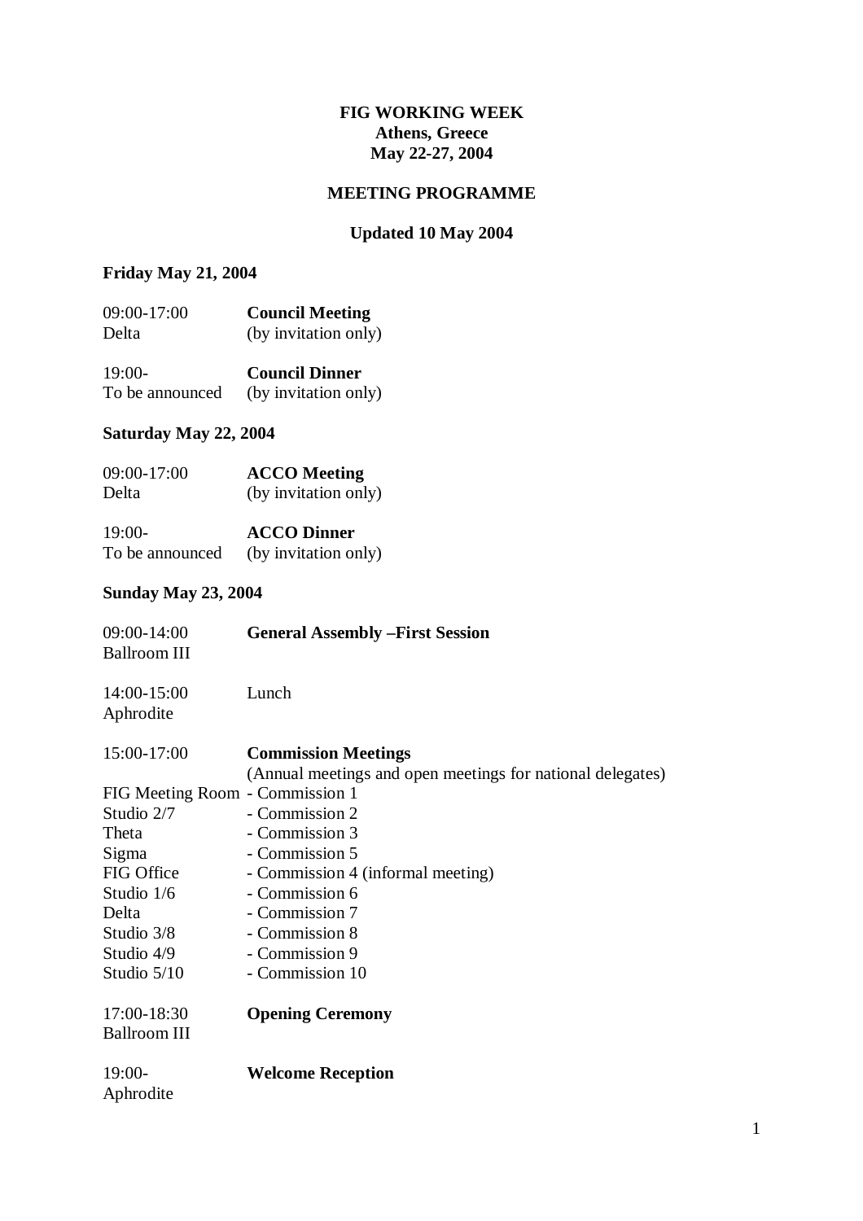# FIG WORKING WEEK
## Athens, Greece
## May 22-27, 2004

## MEETING PROGRAMME

### Updated 10 May 2004

### Friday May 21, 2004

09:00-17:00 **Council Meeting**
Delta (by invitation only)

19:00- **Council Dinner**
To be announced (by invitation only)

### Saturday May 22, 2004

09:00-17:00 **ACCO Meeting**
Delta (by invitation only)

19:00- **ACCO Dinner**
To be announced (by invitation only)

### Sunday May 23, 2004

09:00-14:00 **General Assembly –First Session**
Ballroom III

14:00-15:00 Lunch
Aphrodite

15:00-17:00 **Commission Meetings**
(Annual meetings and open meetings for national delegates)

FIG Meeting Room - Commission 1
Studio 2/7 - Commission 2
Theta - Commission 3
Sigma - Commission 5
FIG Office - Commission 4 (informal meeting)
Studio 1/6 - Commission 6
Delta - Commission 7
Studio 3/8 - Commission 8
Studio 4/9 - Commission 9
Studio 5/10 - Commission 10

17:00-18:30 **Opening Ceremony**
Ballroom III

19:00- **Welcome Reception**
Aphrodite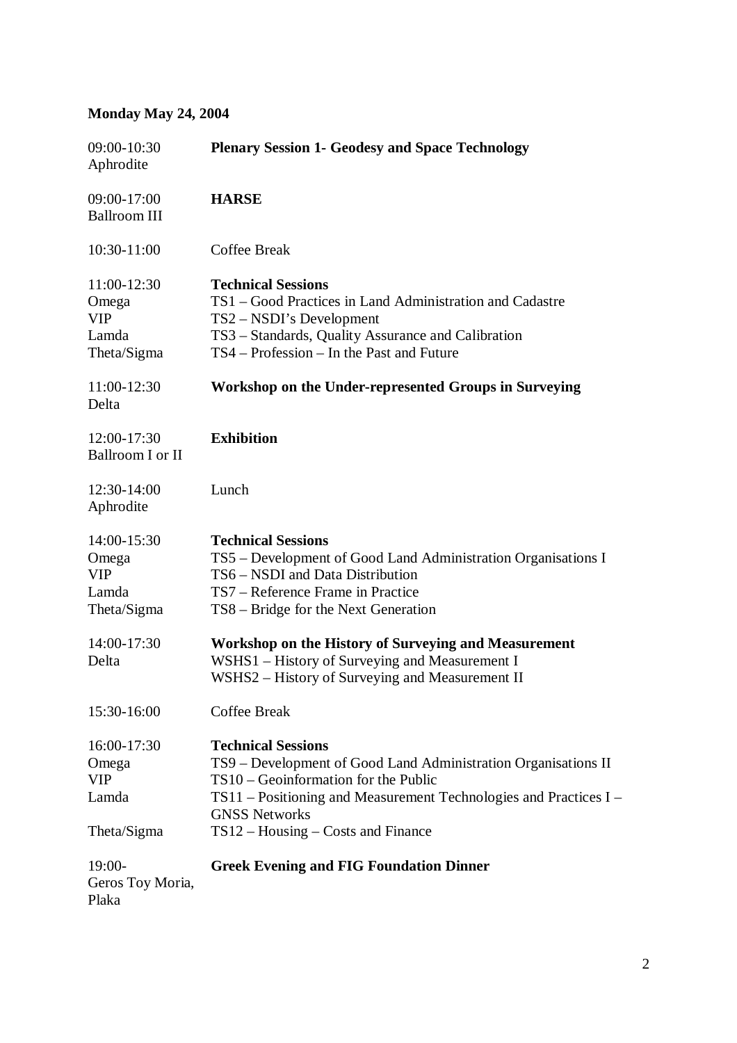**Monday May 24, 2004**

| | |
|---|---|
| 09:00-10:30<br>Aphrodite | **Plenary Session 1- Geodesy and Space Technology** |
| 09:00-17:00<br>Ballroom III | **HARSE** |
| 10:30-11:00 | Coffee Break |
| 11:00-12:30 | **Technical Sessions** |
| Omega | TS1 – Good Practices in Land Administration and Cadastre |
| VIP | TS2 – NSDI's Development |
| Lamda | TS3 – Standards, Quality Assurance and Calibration |
| Theta/Sigma | TS4 – Profession – In the Past and Future |
| 11:00-12:30<br>Delta | **Workshop on the Under-represented Groups in Surveying** |
| 12:00-17:30<br>Ballroom I or II | **Exhibition** |
| 12:30-14:00<br>Aphrodite | Lunch |
| 14:00-15:30 | **Technical Sessions** |
| Omega | TS5 – Development of Good Land Administration Organisations I |
| VIP | TS6 – NSDI and Data Distribution |
| Lamda | TS7 – Reference Frame in Practice |
| Theta/Sigma | TS8 – Bridge for the Next Generation |
| 14:00-17:30<br>Delta | **Workshop on the History of Surveying and Measurement**<br>WSHS1 – History of Surveying and Measurement I<br>WSHS2 – History of Surveying and Measurement II |
| 15:30-16:00 | Coffee Break |
| 16:00-17:30 | **Technical Sessions** |
| Omega | TS9 – Development of Good Land Administration Organisations II |
| VIP | TS10 – Geoinformation for the Public |
| Lamda | TS11 – Positioning and Measurement Technologies and Practices I – GNSS Networks |
| Theta/Sigma | TS12 – Housing – Costs and Finance |
| 19:00-<br>Geros Toy Moria, Plaka | **Greek Evening and FIG Foundation Dinner** |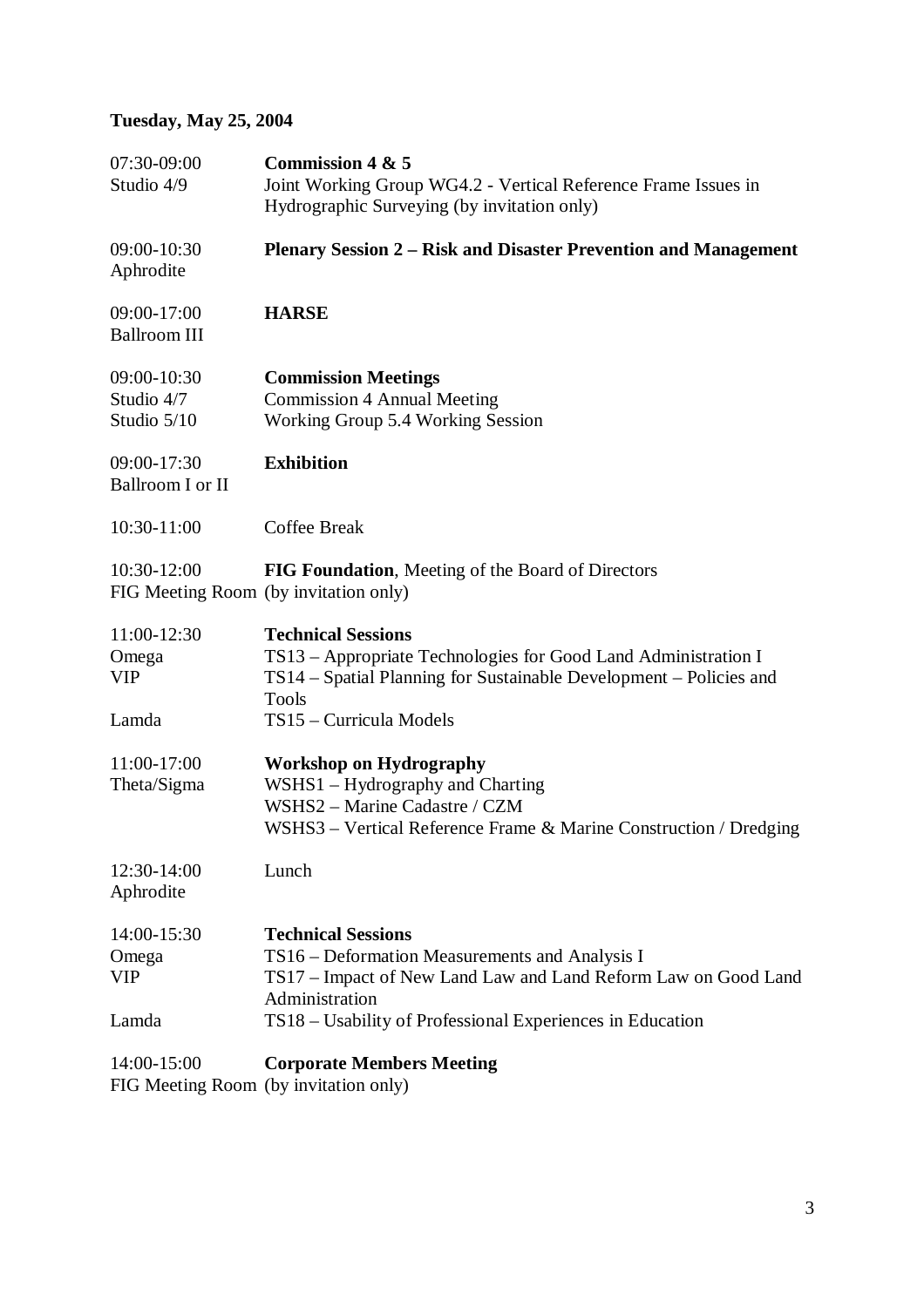**Tuesday, May 25, 2004**

| | |
|---|---|
| 07:30-09:00<br>Studio 4/9 | **Commission 4 & 5**<br>Joint Working Group WG4.2 - Vertical Reference Frame Issues in Hydrographic Surveying (by invitation only) |
| 09:00-10:30<br>Aphrodite | **Plenary Session 2 – Risk and Disaster Prevention and Management** |
| 09:00-17:00<br>Ballroom III | **HARSE** |
| 09:00-10:30<br>Studio 4/7<br>Studio 5/10 | **Commission Meetings**<br>Commission 4 Annual Meeting<br>Working Group 5.4 Working Session |
| 09:00-17:30<br>Ballroom I or II | **Exhibition** |
| 10:30-11:00 | Coffee Break |
| 10:30-12:00<br>FIG Meeting Room | **FIG Foundation**, Meeting of the Board of Directors<br>(by invitation only) |
| 11:00-12:30<br>Omega<br>VIP<br>Lamda | **Technical Sessions**<br>TS13 – Appropriate Technologies for Good Land Administration I<br>TS14 – Spatial Planning for Sustainable Development – Policies and Tools<br>TS15 – Curricula Models |
| 11:00-17:00<br>Theta/Sigma | **Workshop on Hydrography**<br>WSHS1 – Hydrography and Charting<br>WSHS2 – Marine Cadastre / CZM<br>WSHS3 – Vertical Reference Frame & Marine Construction / Dredging |
| 12:30-14:00<br>Aphrodite | Lunch |
| 14:00-15:30<br>Omega<br>VIP<br>Lamda | **Technical Sessions**<br>TS16 – Deformation Measurements and Analysis I<br>TS17 – Impact of New Land Law and Land Reform Law on Good Land Administration<br>TS18 – Usability of Professional Experiences in Education |
| 14:00-15:00<br>FIG Meeting Room | **Corporate Members Meeting**<br>(by invitation only) |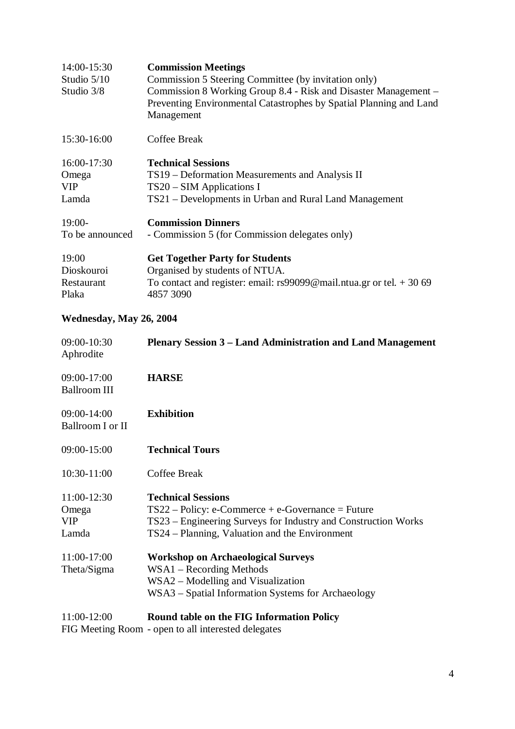14:00-15:30 **Commission Meetings**

| | |
|---|---|
| 14:00-15:30 | **Commission Meetings** |
| Studio 5/10 | Commission 5 Steering Committee (by invitation only) |
| Studio 3/8 | Commission 8 Working Group 8.4 - Risk and Disaster Management – Preventing Environmental Catastrophes by Spatial Planning and Land Management |
| 15:30-16:00 | Coffee Break |
| 16:00-17:30 | **Technical Sessions** |
| Omega | TS19 – Deformation Measurements and Analysis II |
| VIP | TS20 – SIM Applications I |
| Lamda | TS21 – Developments in Urban and Rural Land Management |
| 19:00- | **Commission Dinners** |
| To be announced | - Commission 5 (for Commission delegates only) |
| 19:00 | **Get Together Party for Students** |
| Dioskouroi | Organised by students of NTUA. |
| Restaurant Plaka | To contact and register: email: rs99099@mail.ntua.gr or tel. + 30 69 4857 3090 |

**Wednesday, May 26, 2004**

| | |
|---|---|
| 09:00-10:30 Aphrodite | **Plenary Session 3 – Land Administration and Land Management** |
| 09:00-17:00 Ballroom III | **HARSE** |
| 09:00-14:00 Ballroom I or II | **Exhibition** |
| 09:00-15:00 | **Technical Tours** |
| 10:30-11:00 | Coffee Break |
| 11:00-12:30 | **Technical Sessions** |
| Omega | TS22 – Policy: e-Commerce + e-Governance = Future |
| VIP | TS23 – Engineering Surveys for Industry and Construction Works |
| Lamda | TS24 – Planning, Valuation and the Environment |
| 11:00-17:00 | **Workshop on Archaeological Surveys** |
| Theta/Sigma | WSA1 – Recording Methods |
| | WSA2 – Modelling and Visualization |
| | WSA3 – Spatial Information Systems for Archaeology |
| 11:00-12:00 | **Round table on the FIG Information Policy** |
| FIG Meeting Room | - open to all interested delegates |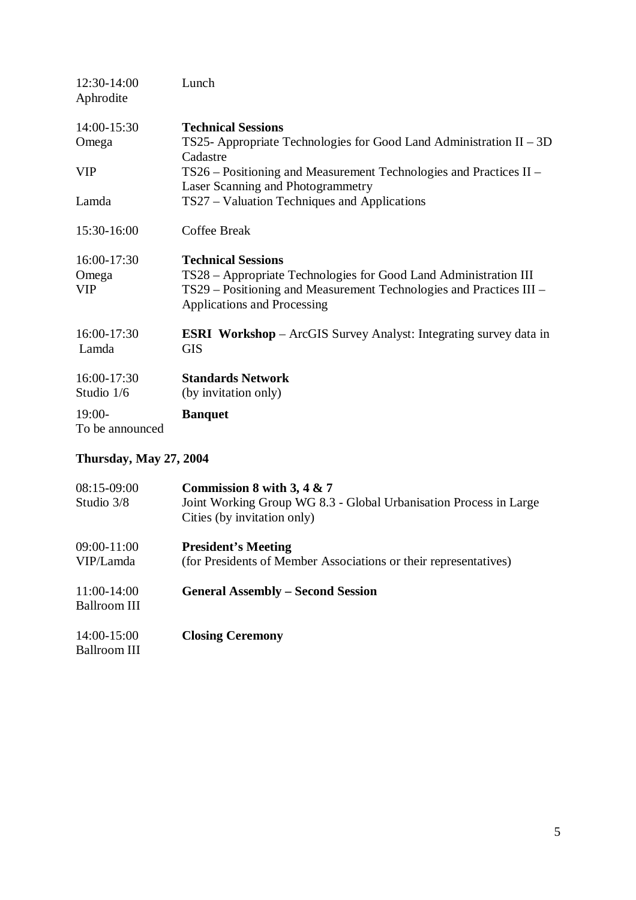| | |
|---|---|
| 12:30-14:00<br>Aphrodite | Lunch |
| 14:00-15:30 | **Technical Sessions** |
| Omega | TS25- Appropriate Technologies for Good Land Administration II – 3D Cadastre |
| VIP | TS26 – Positioning and Measurement Technologies and Practices II – Laser Scanning and Photogrammetry |
| Lamda | TS27 – Valuation Techniques and Applications |
| 15:30-16:00 | Coffee Break |
| 16:00-17:30 | **Technical Sessions** |
| Omega | TS28 – Appropriate Technologies for Good Land Administration III |
| VIP | TS29 – Positioning and Measurement Technologies and Practices III – Applications and Processing |
| 16:00-17:30<br>Lamda | **ESRI Workshop** – ArcGIS Survey Analyst: Integrating survey data in GIS |
| 16:00-17:30<br>Studio 1/6 | **Standards Network**<br>(by invitation only) |
| 19:00-<br>To be announced | **Banquet** |

### Thursday, May 27, 2004

| | |
|---|---|
| 08:15-09:00<br>Studio 3/8 | **Commission 8 with 3, 4 & 7**<br>Joint Working Group WG 8.3 - Global Urbanisation Process in Large Cities (by invitation only) |
| 09:00-11:00<br>VIP/Lamda | **President's Meeting**<br>(for Presidents of Member Associations or their representatives) |
| 11:00-14:00<br>Ballroom III | **General Assembly – Second Session** |
| 14:00-15:00<br>Ballroom III | **Closing Ceremony** |